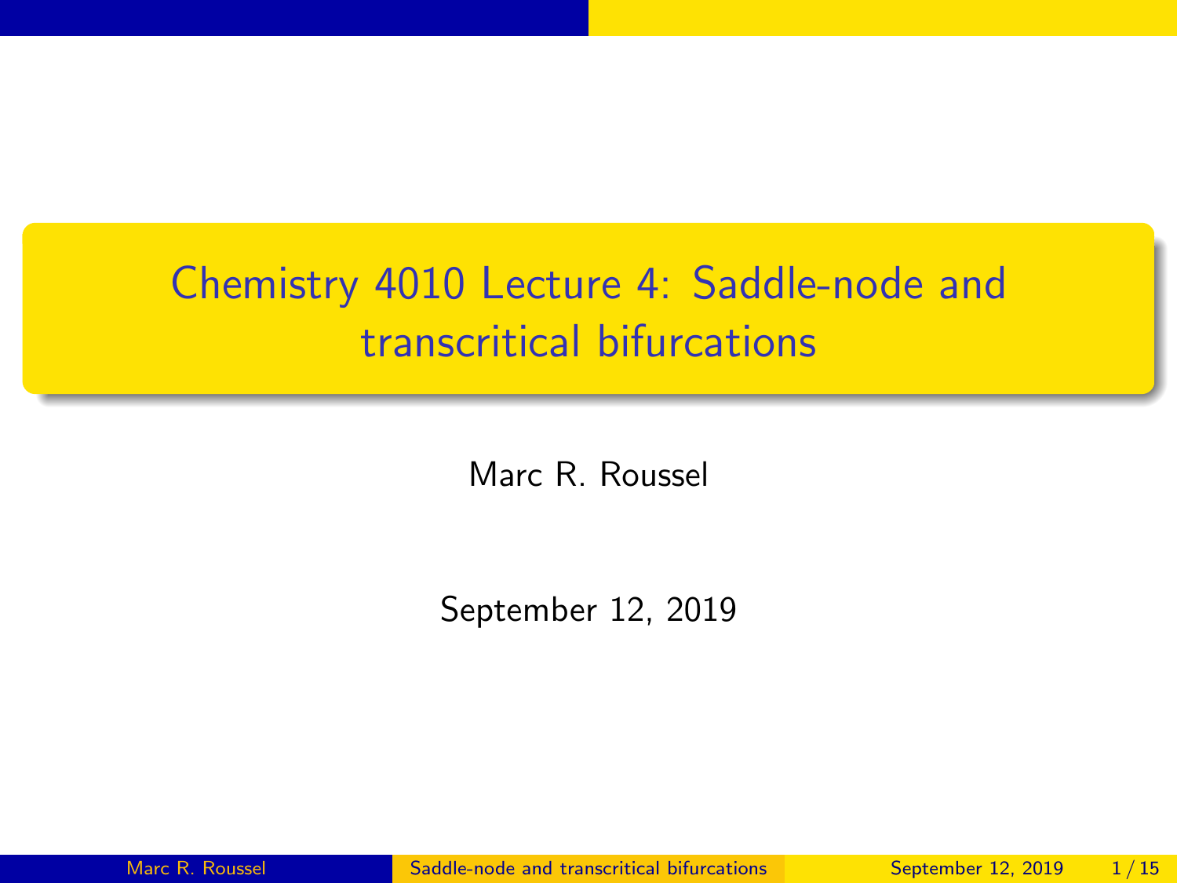# Chemistry 4010 Lecture 4: Saddle-node and transcritical bifurcations

Marc R. Roussel

September 12, 2019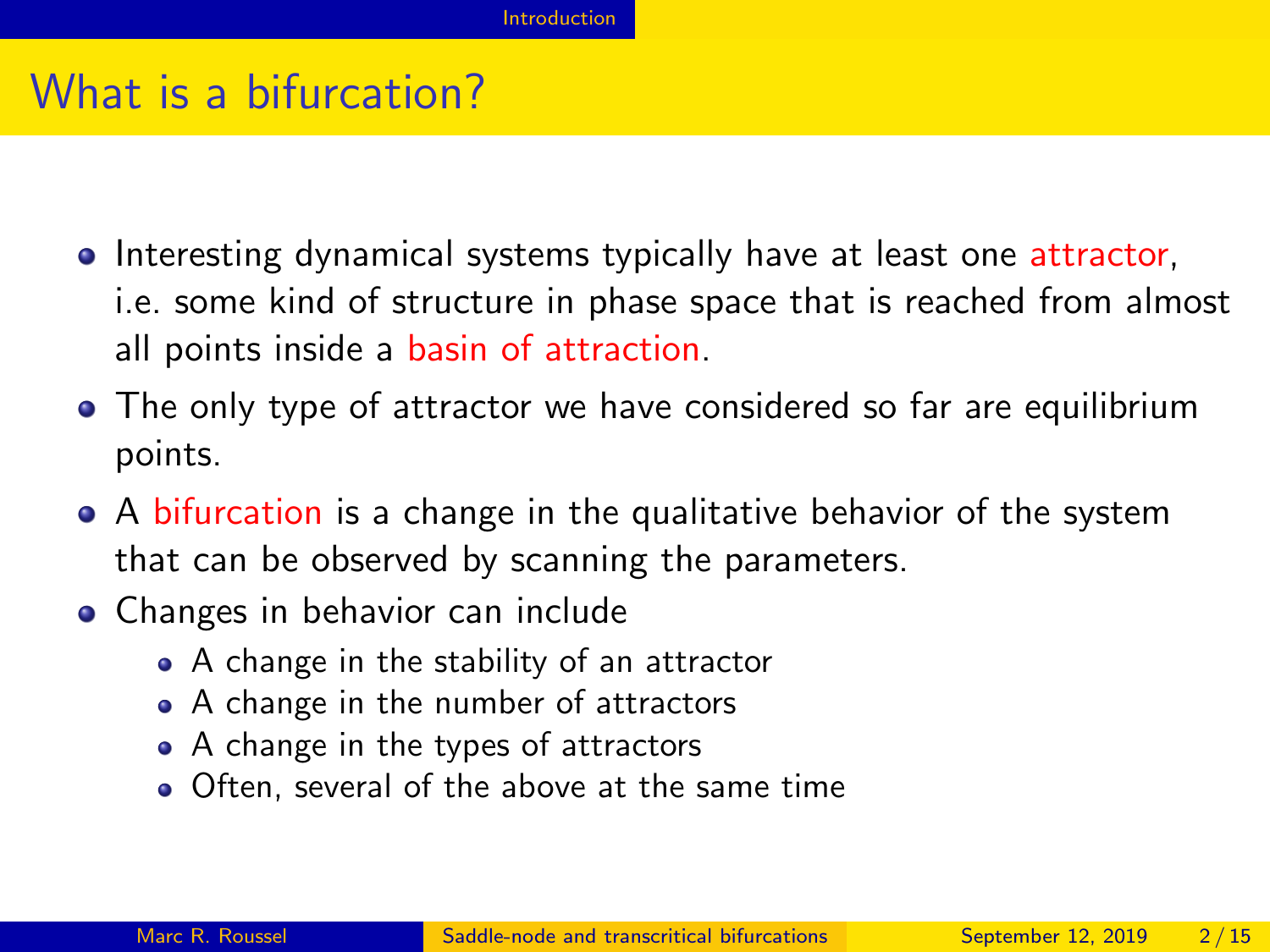# What is a bifurcation?

- Interesting dynamical systems typically have at least one attractor, i.e. some kind of structure in phase space that is reached from almost all points inside a basin of attraction.
- The only type of attractor we have considered so far are equilibrium points.
- A bifurcation is a change in the qualitative behavior of the system that can be observed by scanning the parameters.
- Changes in behavior can include
  - A change in the stability of an attractor
  - A change in the number of attractors
  - A change in the types of attractors
  - Often, several of the above at the same time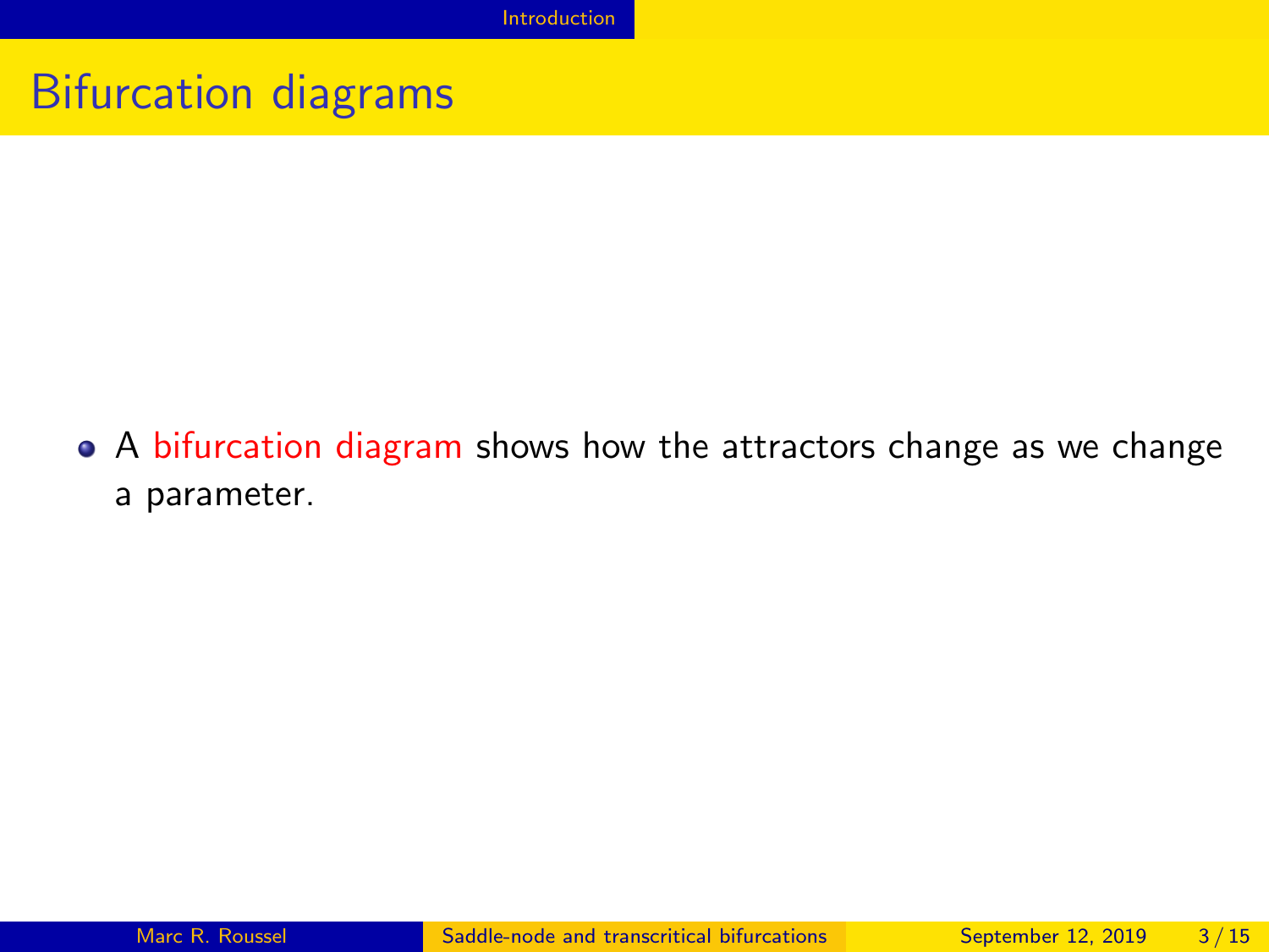## Bifurcation diagrams

- A bifurcation diagram shows how the attractors change as we change a parameter.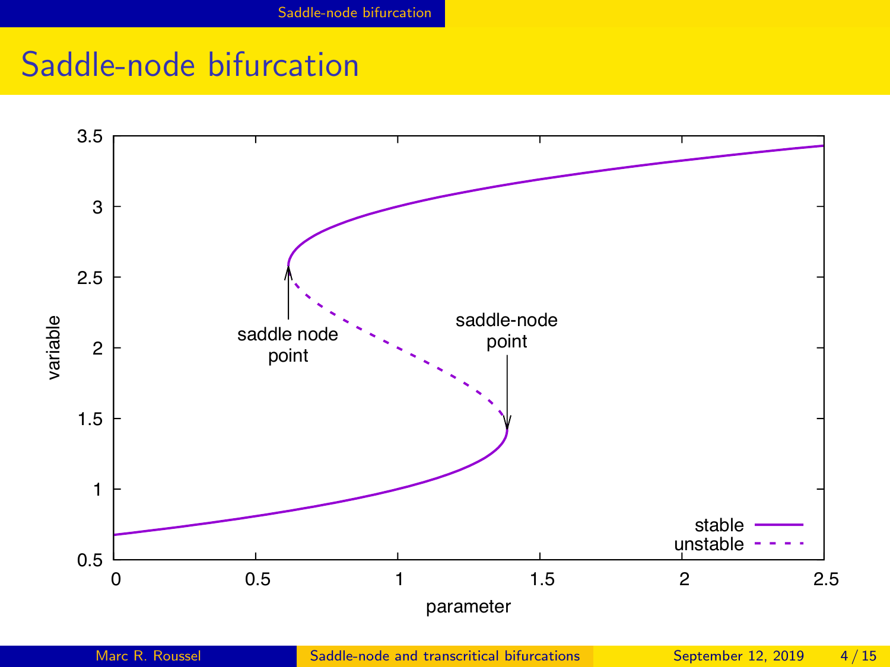# Saddle-node bifurcation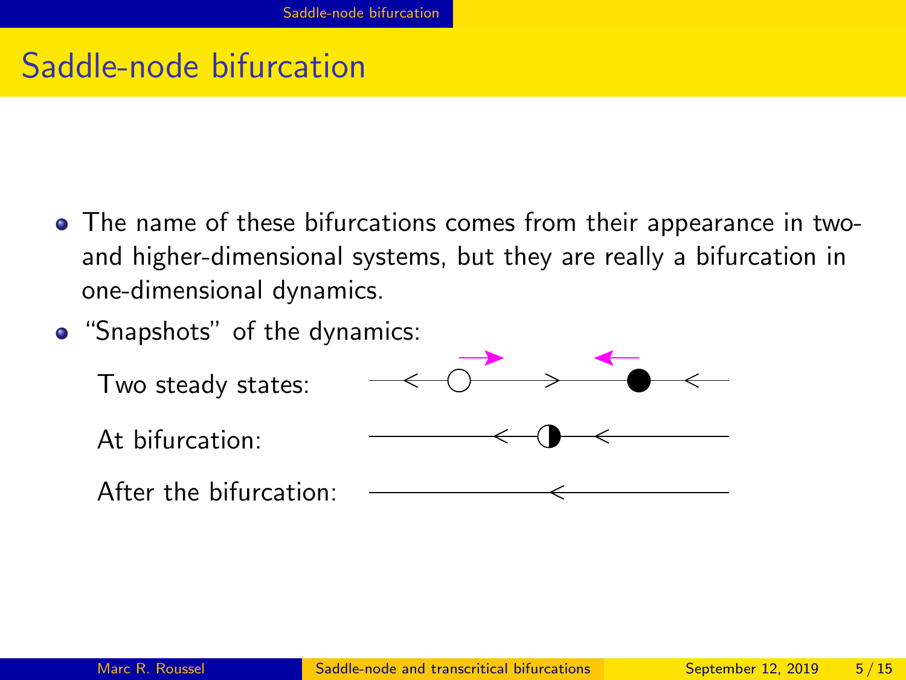# Saddle-node bifurcation

- The name of these bifurcations comes from their appearance in two- and higher-dimensional systems, but they are really a bifurcation in one-dimensional dynamics.
- "Snapshots" of the dynamics:

  Two steady states:

  At bifurcation:

  After the bifurcation: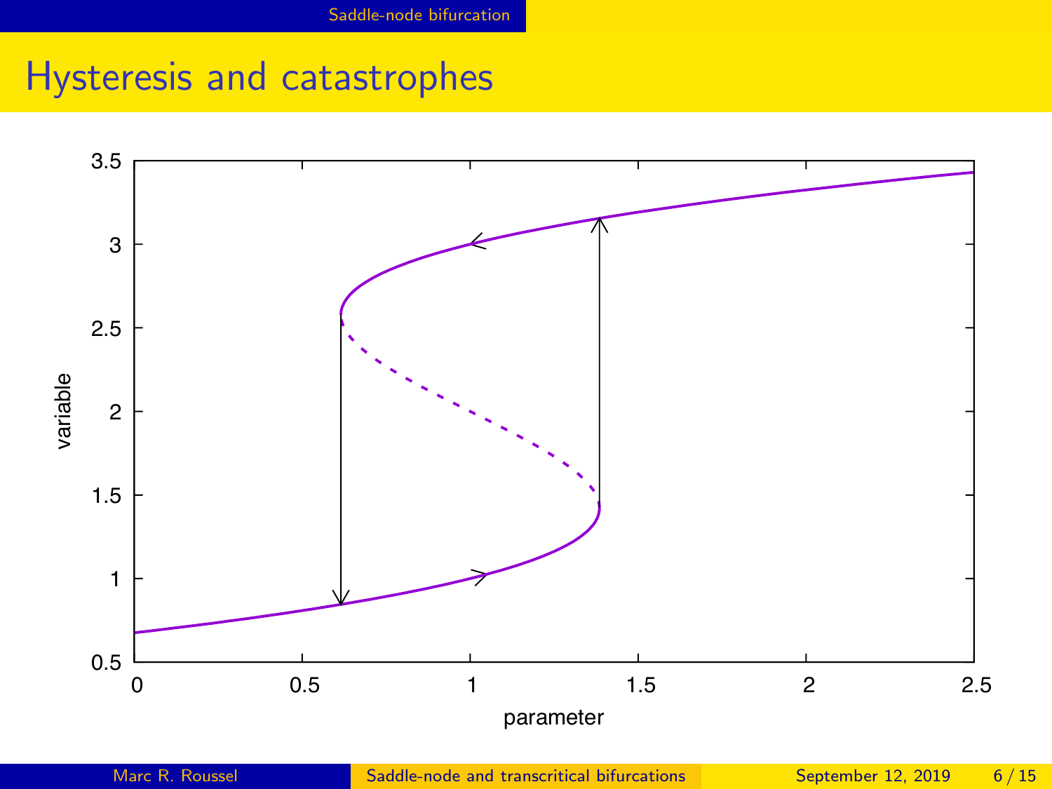# Hysteresis and catastrophes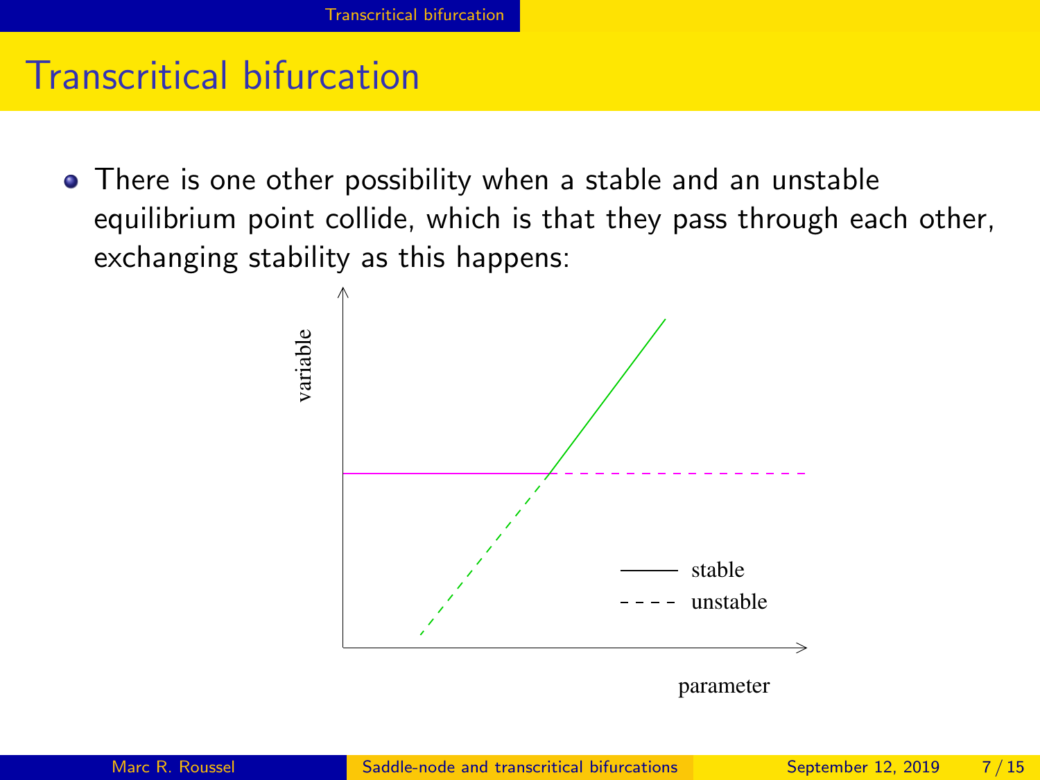# Transcritical bifurcation

- There is one other possibility when a stable and an unstable equilibrium point collide, which is that they pass through each other, exchanging stability as this happens:

variable

stable
unstable

parameter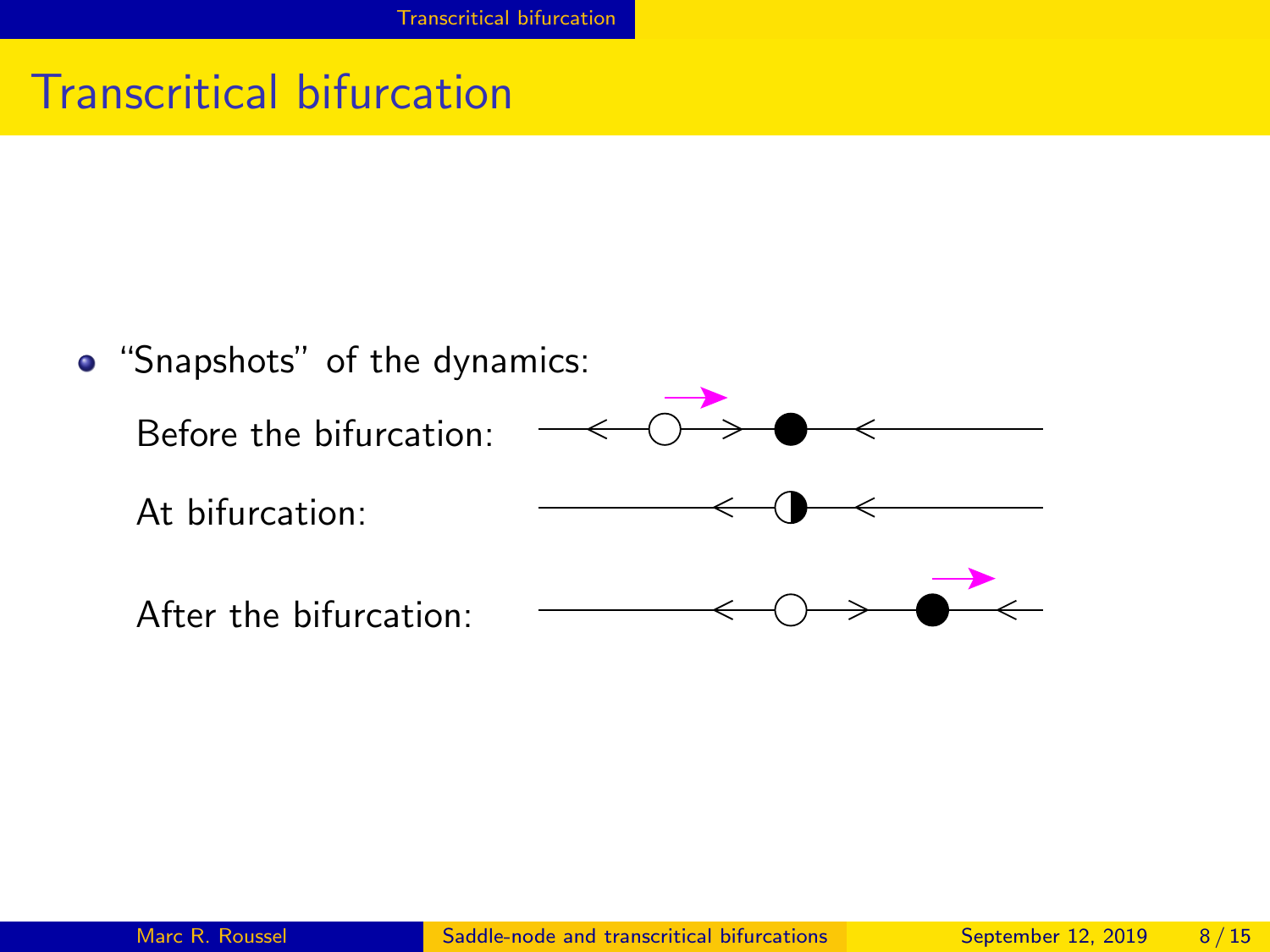# Transcriptical bifurcation

- "Snapshots" of the dynamics:

  Before the bifurcation:

  At bifurcation:

  After the bifurcation:

# Transcritical bifurcation

- "Snapshots" of the dynamics:

  Before the bifurcation:

  At bifurcation:

  After the bifurcation: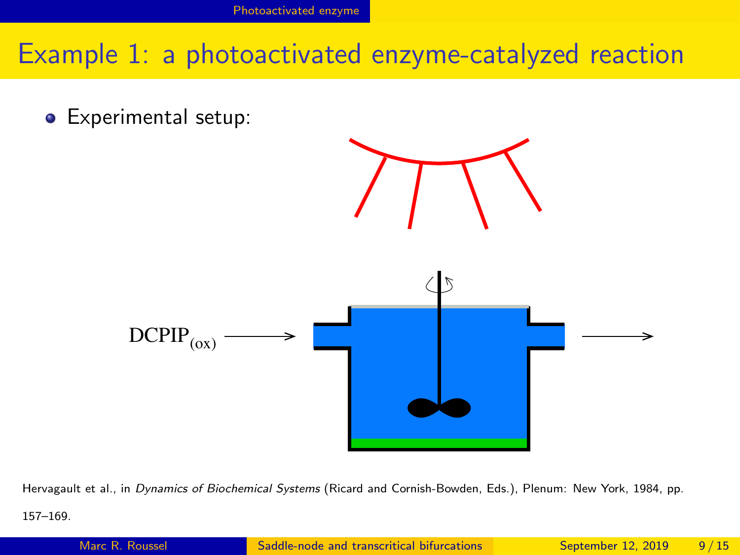# Example 1: a photoactivated enzyme-catalyzed reaction

- Experimental setup:

$\text{DCPIP}_{(\text{ox})}$

Hervagault et al., in *Dynamics of Biochemical Systems* (Ricard and Cornish-Bowden, Eds.), Plenum: New York, 1984, pp. 157–169.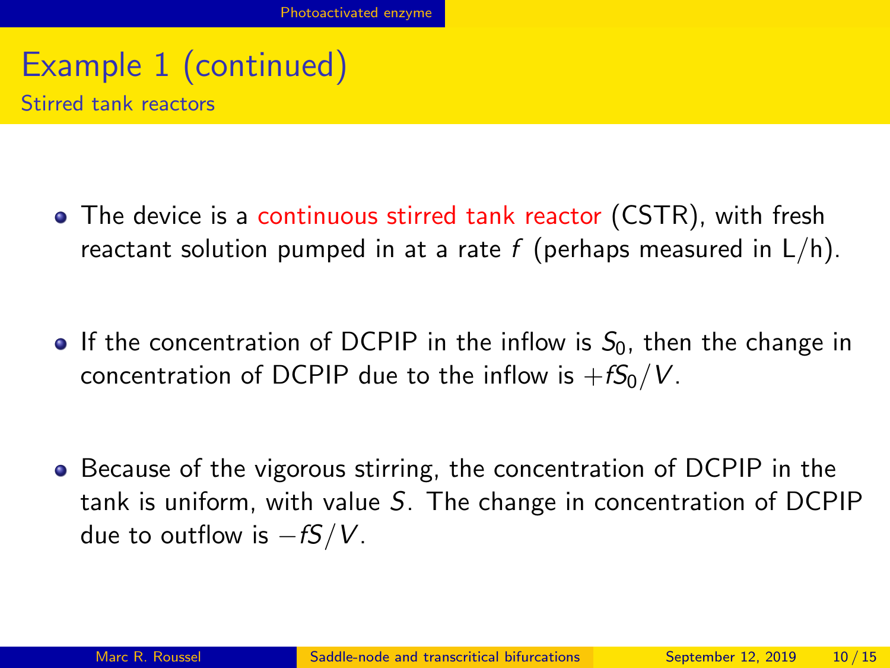# Example 1 (continued)

## Stirred tank reactors

- The device is a continuous stirred tank reactor (CSTR), with fresh reactant solution pumped in at a rate $f$ (perhaps measured in L/h).
- If the concentration of DCPIP in the inflow is $S_0$, then the change in concentration of DCPIP due to the inflow is $+fS_0/V$.
- Because of the vigorous stirring, the concentration of DCPIP in the tank is uniform, with value $S$. The change in concentration of DCPIP due to outflow is $-fS/V$.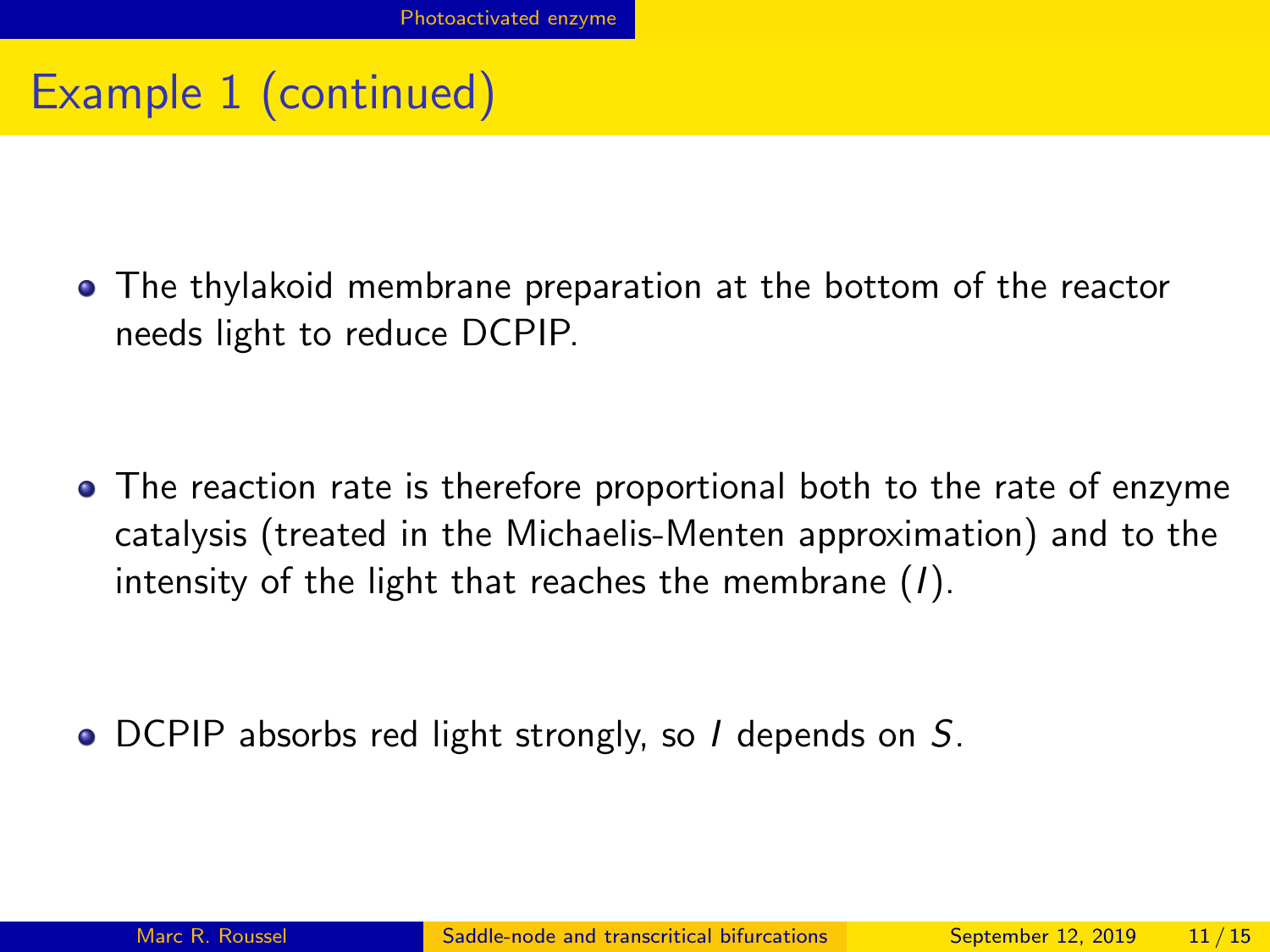# Example 1 (continued)

- The thylakoid membrane preparation at the bottom of the reactor needs light to reduce DCPIP.
- The reaction rate is therefore proportional both to the rate of enzyme catalysis (treated in the Michaelis-Menten approximation) and to the intensity of the light that reaches the membrane ($I$).
- DCPIP absorbs red light strongly, so $I$ depends on $S$.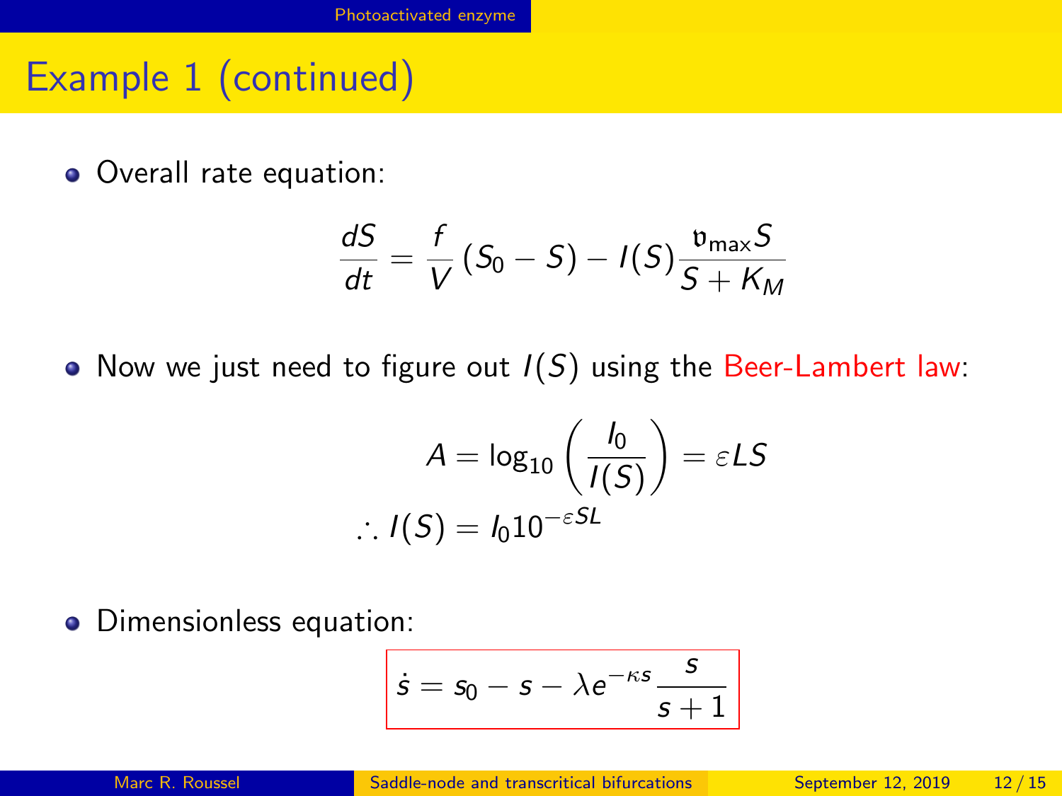# Example 1 (continued)

- Overall rate equation:

$$\frac{dS}{dt} = \frac{f}{V}\left(S_0 - S\right) - I(S)\frac{\mathfrak{v}_{\max} S}{S + K_M}$$

- Now we just need to figure out $I(S)$ using the Beer-Lambert law:

$$A = \log_{10}\left(\frac{I_0}{I(S)}\right) = \varepsilon L S$$

$$\therefore I(S) = I_0 10^{-\varepsilon S L}$$

- Dimensionless equation:

$$\boxed{\dot{s} = s_0 - s - \lambda e^{-\kappa s}\frac{s}{s+1}}$$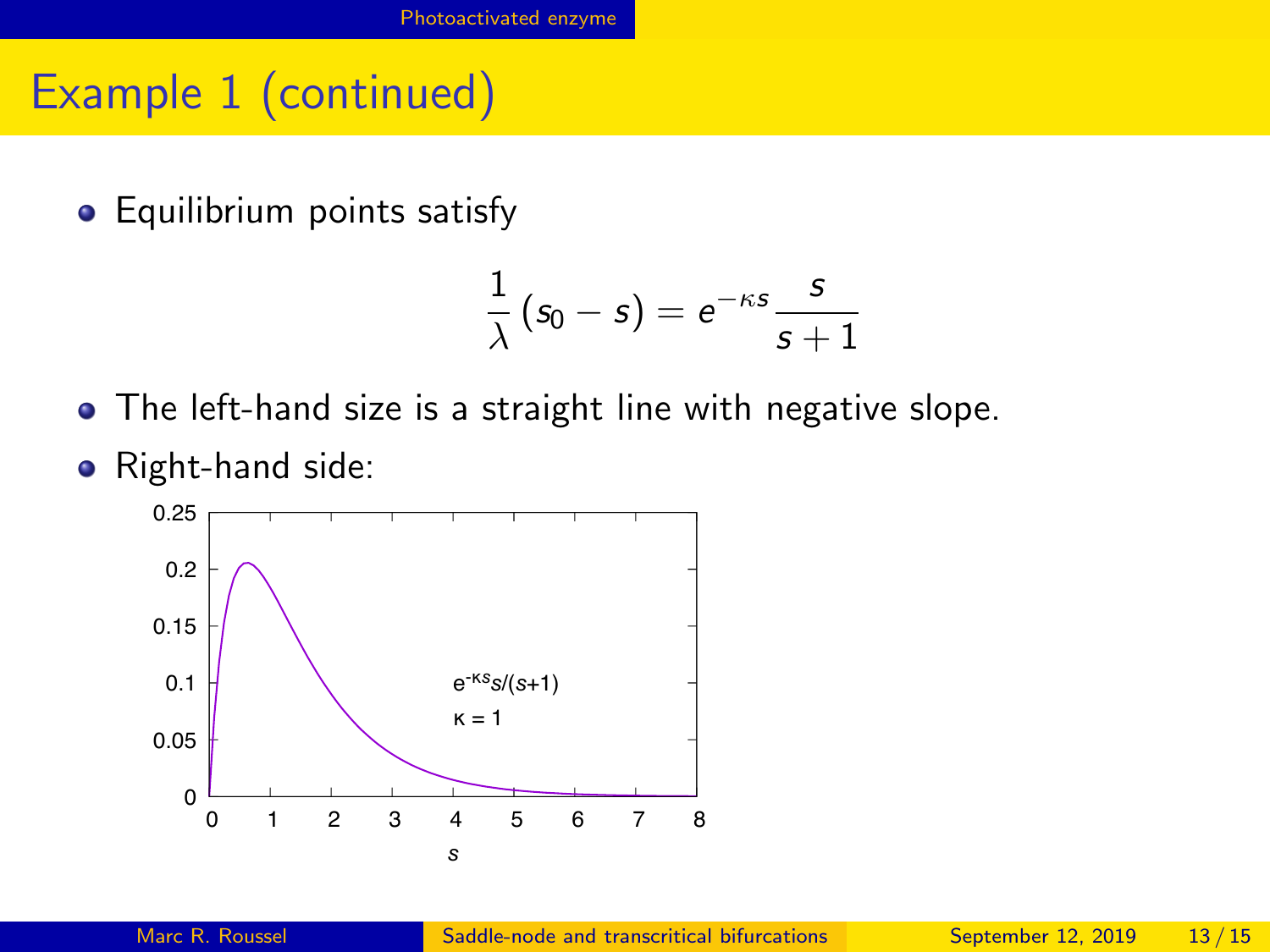# Example 1 (continued)

- Equilibrium points satisfy

$$\frac{1}{\lambda}(s_0 - s) = e^{-\kappa s}\frac{s}{s+1}$$

- The left-hand size is a straight line with negative slope.
- Right-hand side: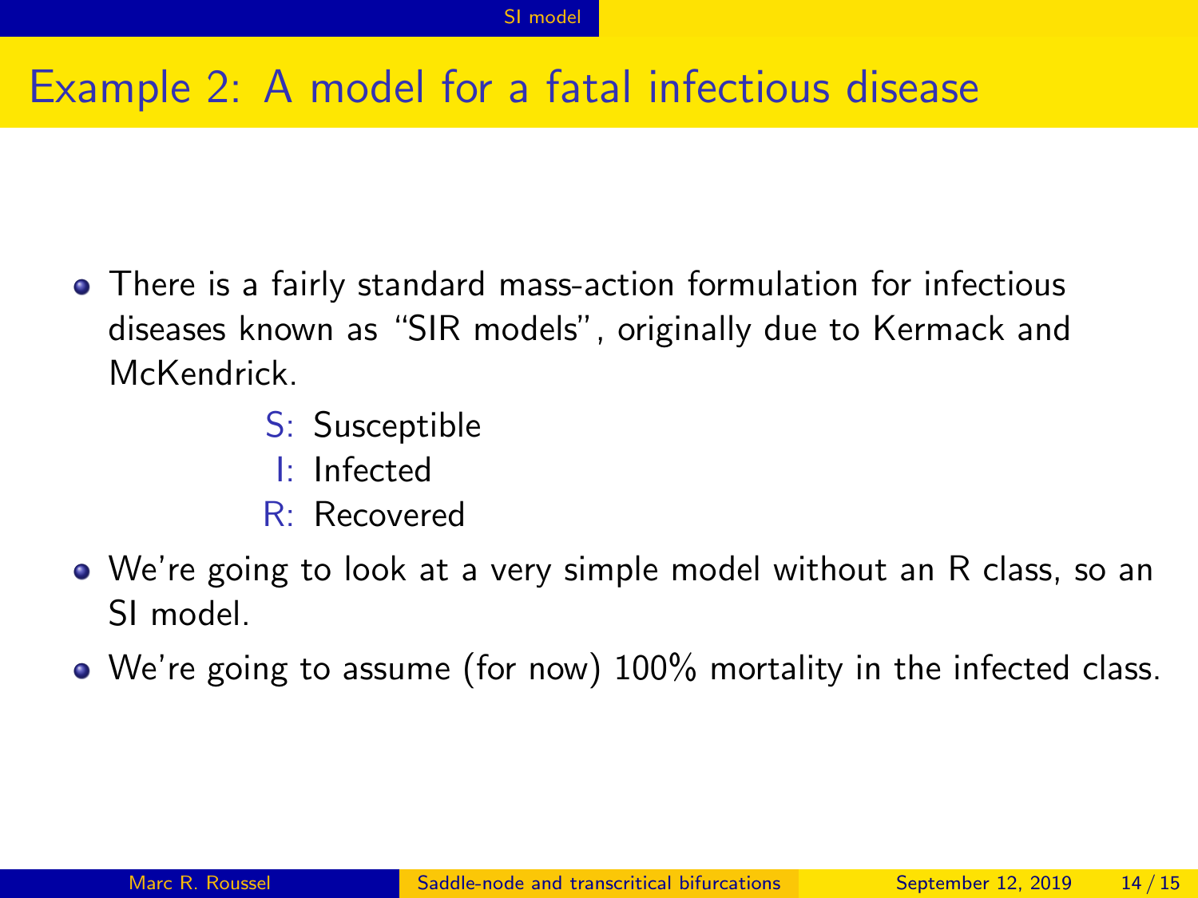# Example 2: A model for a fatal infectious disease

- There is a fairly standard mass-action formulation for infectious diseases known as "SIR models", originally due to Kermack and McKendrick.

  S: Susceptible
  I: Infected
  R: Recovered

- We're going to look at a very simple model without an R class, so an SI model.
- We're going to assume (for now) 100% mortality in the infected class.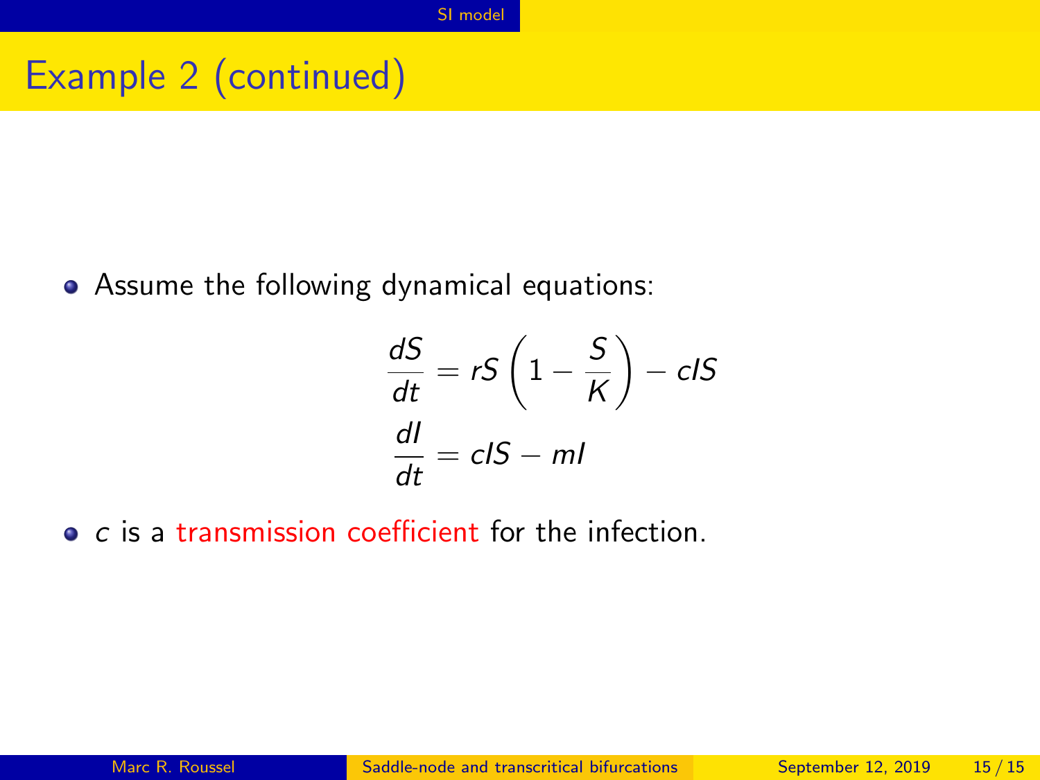# Example 2 (continued)

- Assume the following dynamical equations:

$$\frac{dS}{dt} = rS\left(1 - \frac{S}{K}\right) - cIS$$

$$\frac{dI}{dt} = cIS - mI$$

- $c$ is a transmission coefficient for the infection.